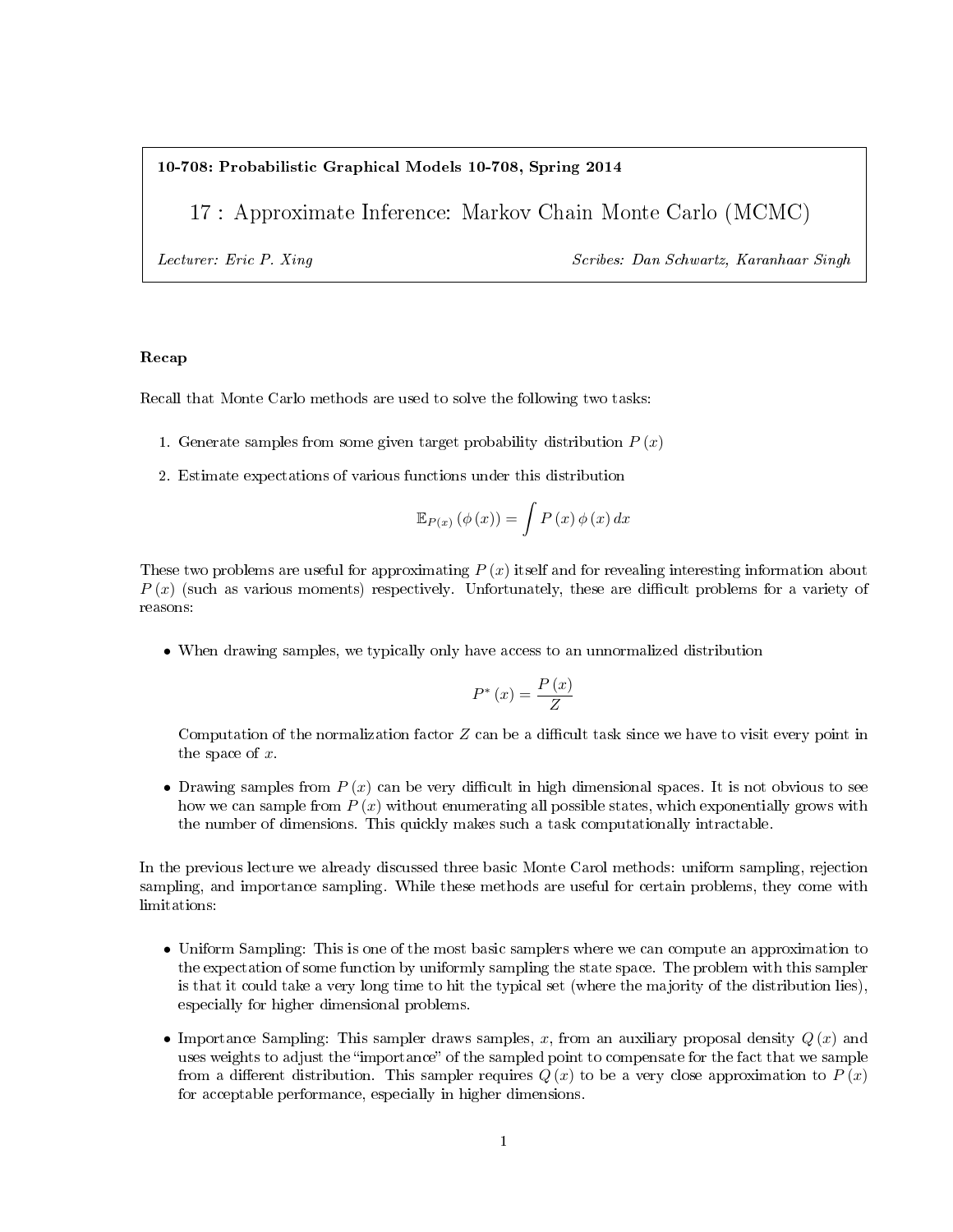**10-708: Probabilistic Graphical Models 10-708, Spring 2014**

# 17 : Approximate Inference: Markov Chain Monte Carlo (MCMC)

*Lecturer: Eric P. Xing* *Scribes: Dan Schwartz, Karanhaar Singh*

## Recap

Recall that Monte Carlo methods are used to solve the following two tasks:

1. Generate samples from some given target probability distribution $P(x)$
2. Estimate expectations of various functions under this distribution

$$\mathbb{E}_{P(x)}(\phi(x)) = \int P(x)\,\phi(x)\,dx$$

These two problems are useful for approximating $P(x)$ itself and for revealing interesting information about $P(x)$ (such as various moments) respectively. Unfortunately, these are difficult problems for a variety of reasons:

- When drawing samples, we typically only have access to an unnormalized distribution

  $$P^*(x) = \frac{P(x)}{Z}$$

  Computation of the normalization factor $Z$ can be a difficult task since we have to visit every point in the space of $x$.

- Drawing samples from $P(x)$ can be very difficult in high dimensional spaces. It is not obvious to see how we can sample from $P(x)$ without enumerating all possible states, which exponentially grows with the number of dimensions. This quickly makes such a task computationally intractable.

In the previous lecture we already discussed three basic Monte Carol methods: uniform sampling, rejection sampling, and importance sampling. While these methods are useful for certain problems, they come with limitations:

- Uniform Sampling: This is one of the most basic samplers where we can compute an approximation to the expectation of some function by uniformly sampling the state space. The problem with this sampler is that it could take a very long time to hit the typical set (where the majority of the distribution lies), especially for higher dimensional problems.

- Importance Sampling: This sampler draws samples, $x$, from an auxiliary proposal density $Q(x)$ and uses weights to adjust the "importance" of the sampled point to compensate for the fact that we sample from a different distribution. This sampler requires $Q(x)$ to be a very close approximation to $P(x)$ for acceptable performance, especially in higher dimensions.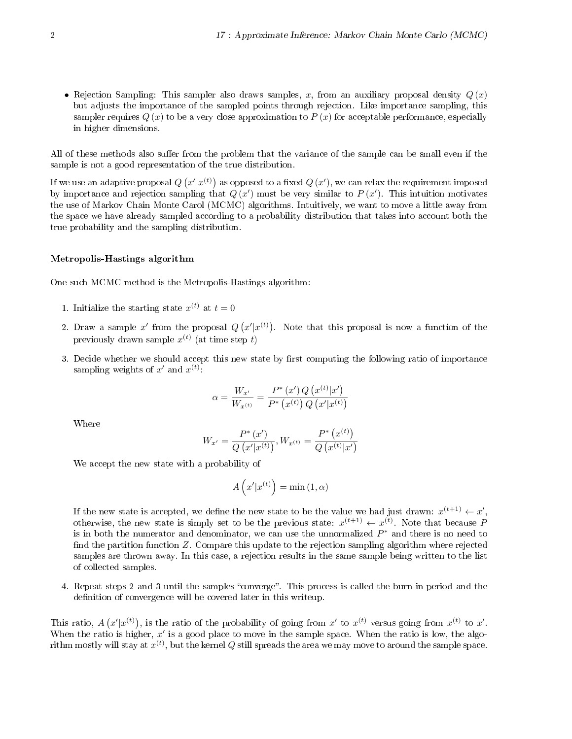- Rejection Sampling: This sampler also draws samples, $x$, from an auxiliary proposal density $Q(x)$ but adjusts the importance of the sampled points through rejection. Like importance sampling, this sampler requires $Q(x)$ to be a very close approximation to $P(x)$ for acceptable performance, especially in higher dimensions.

All of these methods also suffer from the problem that the variance of the sample can be small even if the sample is not a good representation of the true distribution.

If we use an adaptive proposal $Q\left(x'|x^{(t)}\right)$ as opposed to a fixed $Q(x')$, we can relax the requirement imposed by importance and rejection sampling that $Q(x')$ must be very similar to $P(x')$. This intuition motivates the use of Markov Chain Monte Carol (MCMC) algorithms. Intuitively, we want to move a little away from the space we have already sampled according to a probability distribution that takes into account both the true probability and the sampling distribution.

**Metropolis-Hastings algorithm**

One such MCMC method is the Metropolis-Hastings algorithm:

1. Initialize the starting state $x^{(t)}$ at $t = 0$
2. Draw a sample $x'$ from the proposal $Q\left(x'|x^{(t)}\right)$. Note that this proposal is now a function of the previously drawn sample $x^{(t)}$ (at time step $t$)
3. Decide whether we should accept this new state by first computing the following ratio of importance sampling weights of $x'$ and $x^{(t)}$:

$$\alpha = \frac{W_{x'}}{W_{x^{(t)}}} = \frac{P^*(x')\,Q\left(x^{(t)}|x'\right)}{P^*\left(x^{(t)}\right)Q\left(x'|x^{(t)}\right)}$$

   Where

$$W_{x'} = \frac{P^*(x')}{Q\left(x'|x^{(t)}\right)}, W_{x^{(t)}} = \frac{P^*\left(x^{(t)}\right)}{Q\left(x^{(t)}|x'\right)}$$

   We accept the new state with a probability of

$$A\left(x'|x^{(t)}\right) = \min(1, \alpha)$$

   If the new state is accepted, we define the new state to be the value we had just drawn: $x^{(t+1)} \leftarrow x'$, otherwise, the new state is simply set to be the previous state: $x^{(t+1)} \leftarrow x^{(t)}$. Note that because $P$ is in both the numerator and denominator, we can use the unnormalized $P^*$ and there is no need to find the partition function $Z$. Compare this update to the rejection sampling algorithm where rejected samples are thrown away. In this case, a rejection results in the same sample being written to the list of collected samples.

4. Repeat steps 2 and 3 until the samples "converge". This process is called the burn-in period and the definition of convergence will be covered later in this writeup.

This ratio, $A\left(x'|x^{(t)}\right)$, is the ratio of the probability of going from $x'$ to $x^{(t)}$ versus going from $x^{(t)}$ to $x'$. When the ratio is higher, $x'$ is a good place to move in the sample space. When the ratio is low, the algorithm mostly will stay at $x^{(t)}$, but the kernel $Q$ still spreads the area we may move to around the sample space.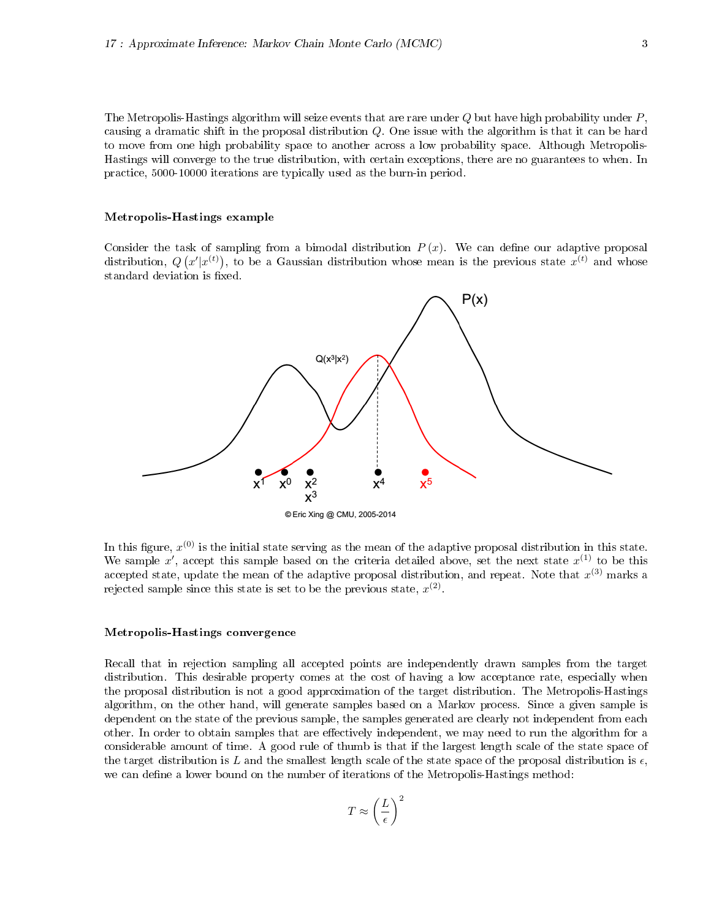The Metropolis-Hastings algorithm will seize events that are rare under $Q$ but have high probability under $P$, causing a dramatic shift in the proposal distribution $Q$. One issue with the algorithm is that it can be hard to move from one high probability space to another across a low probability space. Although Metropolis-Hastings will converge to the true distribution, with certain exceptions, there are no guarantees to when. In practice, 5000-10000 iterations are typically used as the burn-in period.

#### Metropolis-Hastings example

Consider the task of sampling from a bimodal distribution $P(x)$. We can define our adaptive proposal distribution, $Q(x'|x^{(t)})$, to be a Gaussian distribution whose mean is the previous state $x^{(t)}$ and whose standard deviation is fixed.

In this figure, $x^{(0)}$ is the initial state serving as the mean of the adaptive proposal distribution in this state. We sample $x'$, accept this sample based on the criteria detailed above, set the next state $x^{(1)}$ to be this accepted state, update the mean of the adaptive proposal distribution, and repeat. Note that $x^{(3)}$ marks a rejected sample since this state is set to be the previous state, $x^{(2)}$.

#### Metropolis-Hastings convergence

Recall that in rejection sampling all accepted points are independently drawn samples from the target distribution. This desirable property comes at the cost of having a low acceptance rate, especially when the proposal distribution is not a good approximation of the target distribution. The Metropolis-Hastings algorithm, on the other hand, will generate samples based on a Markov process. Since a given sample is dependent on the state of the previous sample, the samples generated are clearly not independent from each other. In order to obtain samples that are effectively independent, we may need to run the algorithm for a considerable amount of time. A good rule of thumb is that if the largest length scale of the state space of the target distribution is $L$ and the smallest length scale of the state space of the proposal distribution is $\epsilon$, we can define a lower bound on the number of iterations of the Metropolis-Hastings method:

$$T \approx \left(\frac{L}{\epsilon}\right)^2$$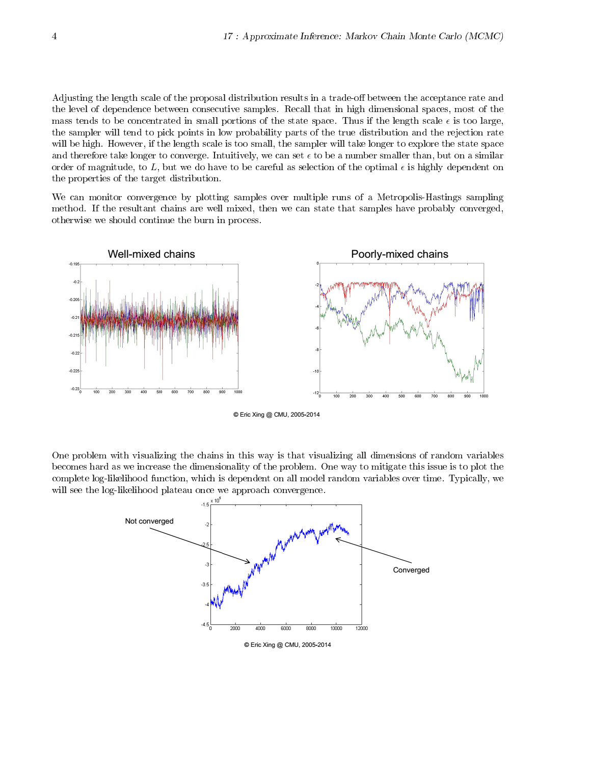Adjusting the length scale of the proposal distribution results in a trade-off between the acceptance rate and the level of dependence between consecutive samples. Recall that in high dimensional spaces, most of the mass tends to be concentrated in small portions of the state space. Thus if the length scale $\epsilon$ is too large, the sampler will tend to pick points in low probability parts of the true distribution and the rejection rate will be high. However, if the length scale is too small, the sampler will take longer to explore the state space and therefore take longer to converge. Intuitively, we can set $\epsilon$ to be a number smaller than, but on a similar order of magnitude, to $L$, but we do have to be careful as selection of the optimal $\epsilon$ is highly dependent on the properties of the target distribution.

We can monitor convergence by plotting samples over multiple runs of a Metropolis-Hastings sampling method. If the resultant chains are well mixed, then we can state that samples have probably converged, otherwise we should continue the burn in process.

© Eric Xing @ CMU, 2005-2014

One problem with visualizing the chains in this way is that visualizing all dimensions of random variables becomes hard as we increase the dimensionality of the problem. One way to mitigate this issue is to plot the complete log-likelihood function, which is dependent on all model random variables over time. Typically, we will see the log-likelihood plateau once we approach convergence.

© Eric Xing @ CMU, 2005-2014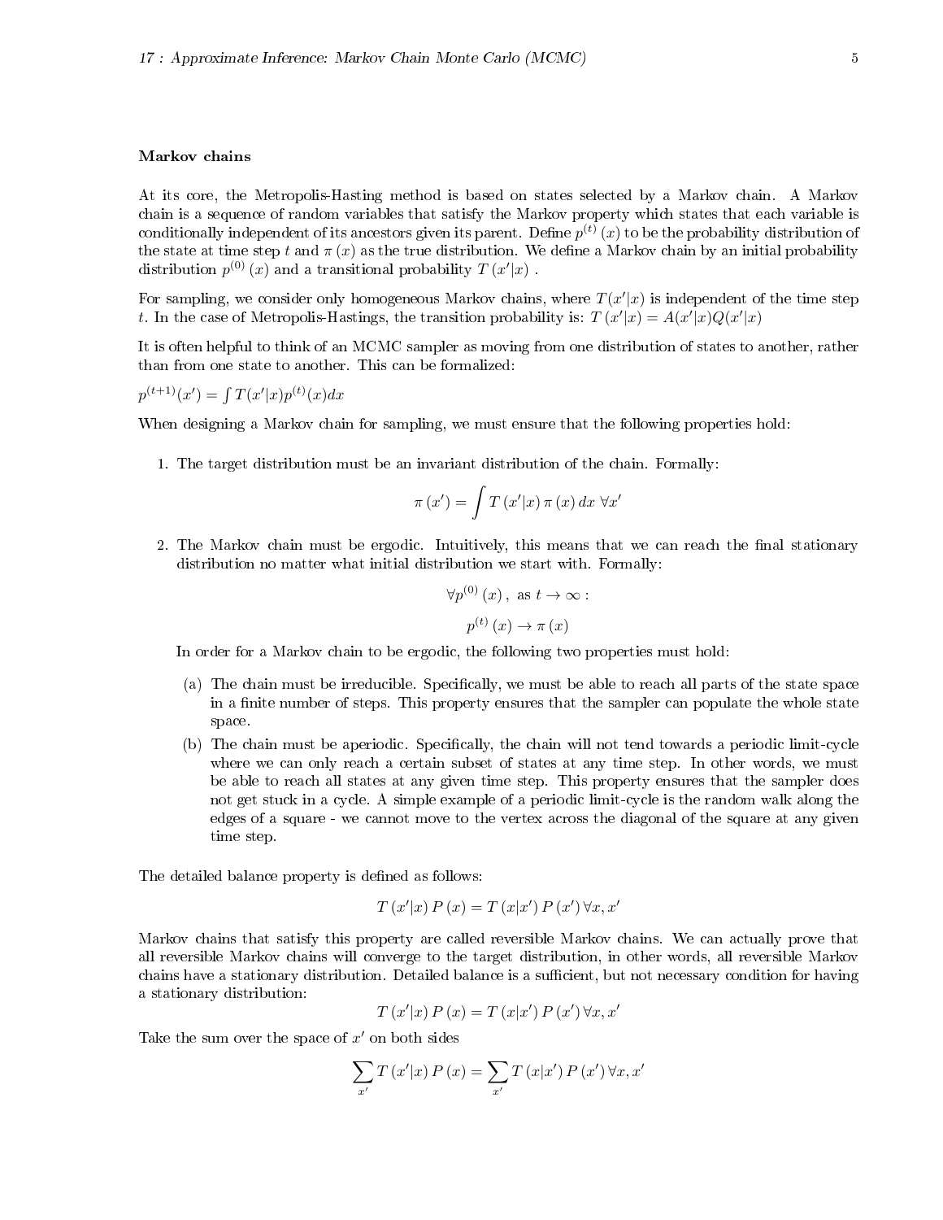### Markov chains

At its core, the Metropolis-Hasting method is based on states selected by a Markov chain. A Markov chain is a sequence of random variables that satisfy the Markov property which states that each variable is conditionally independent of its ancestors given its parent. Define $p^{(t)}(x)$ to be the probability distribution of the state at time step $t$ and $\pi(x)$ as the true distribution. We define a Markov chain by an initial probability distribution $p^{(0)}(x)$ and a transitional probability $T(x'|x)$ .

For sampling, we consider only homogeneous Markov chains, where $T(x'|x)$ is independent of the time step $t$. In the case of Metropolis-Hastings, the transition probability is: $T(x'|x) = A(x'|x)Q(x'|x)$

It is often helpful to think of an MCMC sampler as moving from one distribution of states to another, rather than from one state to another. This can be formalized:

$p^{(t+1)}(x') = \int T(x'|x)p^{(t)}(x)dx$

When designing a Markov chain for sampling, we must ensure that the following properties hold:

1. The target distribution must be an invariant distribution of the chain. Formally:

$$\pi(x') = \int T(x'|x)\,\pi(x)\,dx \;\forall x'$$

2. The Markov chain must be ergodic. Intuitively, this means that we can reach the final stationary distribution no matter what initial distribution we start with. Formally:

$$\forall p^{(0)}(x), \text{ as } t \to \infty :$$

$$p^{(t)}(x) \to \pi(x)$$

   In order for a Markov chain to be ergodic, the following two properties must hold:

   (a) The chain must be irreducible. Specifically, we must be able to reach all parts of the state space in a finite number of steps. This property ensures that the sampler can populate the whole state space.

   (b) The chain must be aperiodic. Specifically, the chain will not tend towards a periodic limit-cycle where we can only reach a certain subset of states at any time step. In other words, we must be able to reach all states at any given time step. This property ensures that the sampler does not get stuck in a cycle. A simple example of a periodic limit-cycle is the random walk along the edges of a square - we cannot move to the vertex across the diagonal of the square at any given time step.

The detailed balance property is defined as follows:

$$T(x'|x)\,P(x) = T(x|x')\,P(x')\,\forall x, x'$$

Markov chains that satisfy this property are called reversible Markov chains. We can actually prove that all reversible Markov chains will converge to the target distribution, in other words, all reversible Markov chains have a stationary distribution. Detailed balance is a sufficient, but not necessary condition for having a stationary distribution:

$$T(x'|x)\,P(x) = T(x|x')\,P(x')\,\forall x, x'$$

Take the sum over the space of $x'$ on both sides

$$\sum_{x'} T(x'|x)\,P(x) = \sum_{x'} T(x|x')\,P(x')\,\forall x, x'$$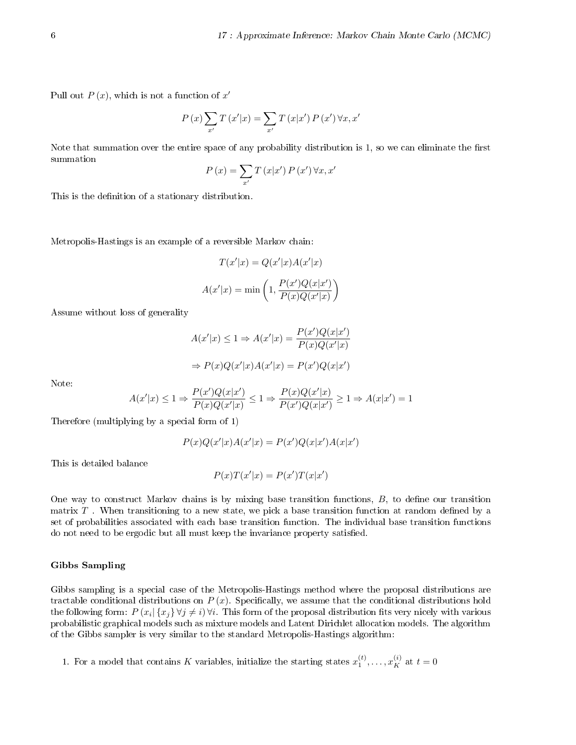Pull out $P(x)$, which is not a function of $x'$

$$P(x) \sum_{x'} T(x'|x) = \sum_{x'} T(x|x') P(x') \, \forall x, x'$$

Note that summation over the entire space of any probability distribution is 1, so we can eliminate the first summation

$$P(x) = \sum_{x'} T(x|x') P(x') \, \forall x, x'$$

This is the definition of a stationary distribution.

Metropolis-Hastings is an example of a reversible Markov chain:

$$T(x'|x) = Q(x'|x)A(x'|x)$$

$$A(x'|x) = \min\left(1, \frac{P(x')Q(x|x')}{P(x)Q(x'|x)}\right)$$

Assume without loss of generality

$$A(x'|x) \leq 1 \Rightarrow A(x'|x) = \frac{P(x')Q(x|x')}{P(x)Q(x'|x)}$$

$$\Rightarrow P(x)Q(x'|x)A(x'|x) = P(x')Q(x|x')$$

Note:

$$A(x'|x) \leq 1 \Rightarrow \frac{P(x')Q(x|x')}{P(x)Q(x'|x)} \leq 1 \Rightarrow \frac{P(x)Q(x'|x)}{P(x')Q(x|x')} \geq 1 \Rightarrow A(x|x') = 1$$

Therefore (multiplying by a special form of 1)

$$P(x)Q(x'|x)A(x'|x) = P(x')Q(x|x')A(x|x')$$

This is detailed balance

$$P(x)T(x'|x) = P(x')T(x|x')$$

One way to construct Markov chains is by mixing base transition functions, $B$, to define our transition matrix $T$. When transitioning to a new state, we pick a base transition function at random defined by a set of probabilities associated with each base transition function. The individual base transition functions do not need to be ergodic but all must keep the invariance property satisfied.

**Gibbs Sampling**

Gibbs sampling is a special case of the Metropolis-Hastings method where the proposal distributions are tractable conditional distributions on $P(x)$. Specifically, we assume that the conditional distributions hold the following form: $P(x_i | \{x_j\} \forall j \neq i) \forall i$. This form of the proposal distribution fits very nicely with various probabilistic graphical models such as mixture models and Latent Dirichlet allocation models. The algorithm of the Gibbs sampler is very similar to the standard Metropolis-Hastings algorithm:

1. For a model that contains $K$ variables, initialize the starting states $x_1^{(t)}, \ldots, x_K^{(i)}$ at $t = 0$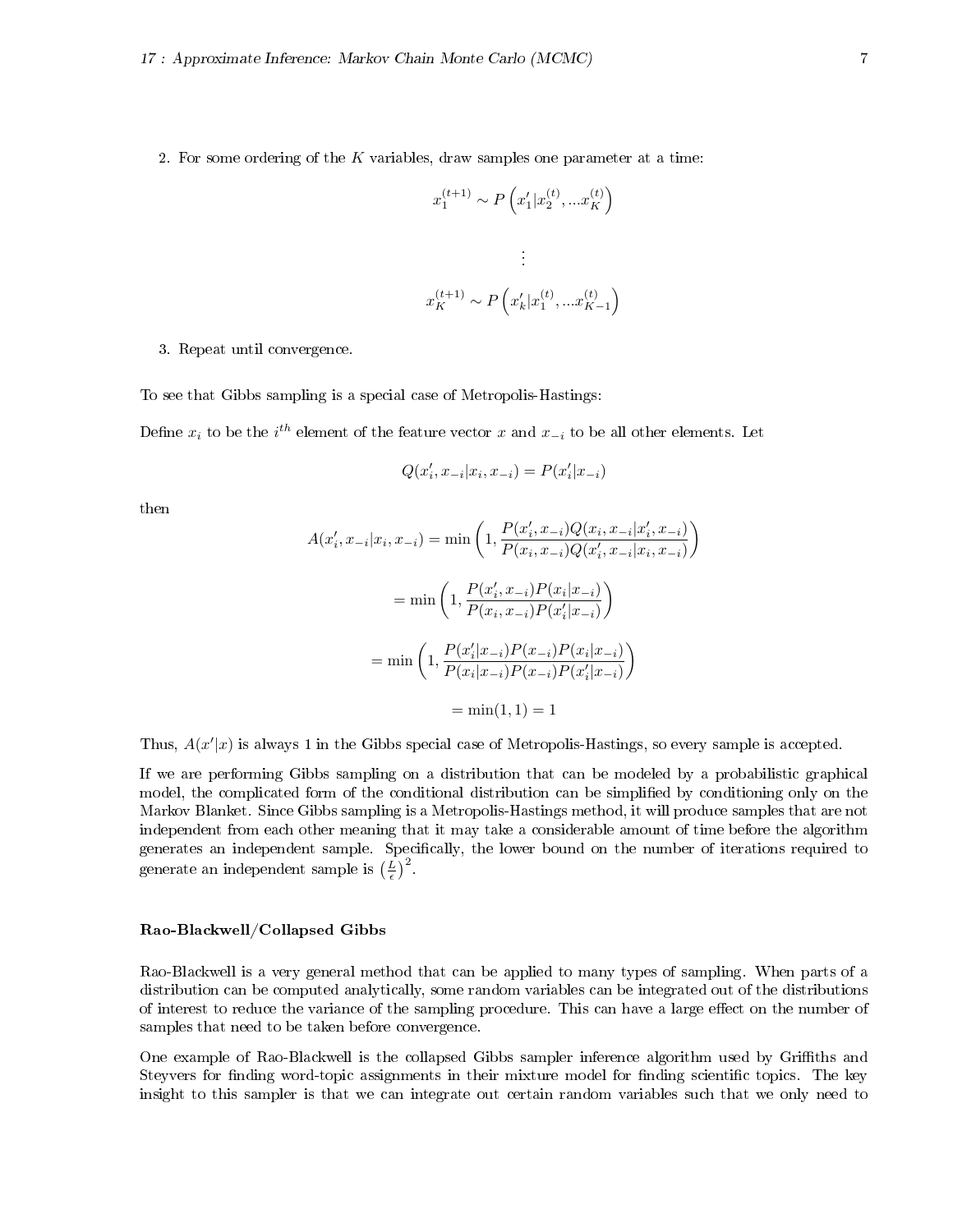2. For some ordering of the $K$ variables, draw samples one parameter at a time:

$$x_1^{(t+1)} \sim P\left(x_1' | x_2^{(t)}, ... x_K^{(t)}\right)$$

$$\vdots$$

$$x_K^{(t+1)} \sim P\left(x_k' | x_1^{(t)}, ... x_{K-1}^{(t)}\right)$$

3. Repeat until convergence.

To see that Gibbs sampling is a special case of Metropolis-Hastings:

Define $x_i$ to be the $i^{th}$ element of the feature vector $x$ and $x_{-i}$ to be all other elements. Let

$$Q(x_i', x_{-i} | x_i, x_{-i}) = P(x_i' | x_{-i})$$

then

$$A(x_i', x_{-i} | x_i, x_{-i}) = \min\left(1, \frac{P(x_i', x_{-i}) Q(x_i, x_{-i} | x_i', x_{-i})}{P(x_i, x_{-i}) Q(x_i', x_{-i} | x_i, x_{-i})}\right)$$

$$= \min\left(1, \frac{P(x_i', x_{-i}) P(x_i | x_{-i})}{P(x_i, x_{-i}) P(x_i' | x_{-i})}\right)$$

$$= \min\left(1, \frac{P(x_i' | x_{-i}) P(x_{-i}) P(x_i | x_{-i})}{P(x_i | x_{-i}) P(x_{-i}) P(x_i' | x_{-i})}\right)$$

$$= \min(1, 1) = 1$$

Thus, $A(x'|x)$ is always 1 in the Gibbs special case of Metropolis-Hastings, so every sample is accepted.

If we are performing Gibbs sampling on a distribution that can be modeled by a probabilistic graphical model, the complicated form of the conditional distribution can be simplified by conditioning only on the Markov Blanket. Since Gibbs sampling is a Metropolis-Hastings method, it will produce samples that are not independent from each other meaning that it may take a considerable amount of time before the algorithm generates an independent sample. Specifically, the lower bound on the number of iterations required to generate an independent sample is $\left(\frac{L}{\epsilon}\right)^2$.

### Rao-Blackwell/Collapsed Gibbs

Rao-Blackwell is a very general method that can be applied to many types of sampling. When parts of a distribution can be computed analytically, some random variables can be integrated out of the distributions of interest to reduce the variance of the sampling procedure. This can have a large effect on the number of samples that need to be taken before convergence.

One example of Rao-Blackwell is the collapsed Gibbs sampler inference algorithm used by Griffiths and Steyvers for finding word-topic assignments in their mixture model for finding scientific topics. The key insight to this sampler is that we can integrate out certain random variables such that we only need to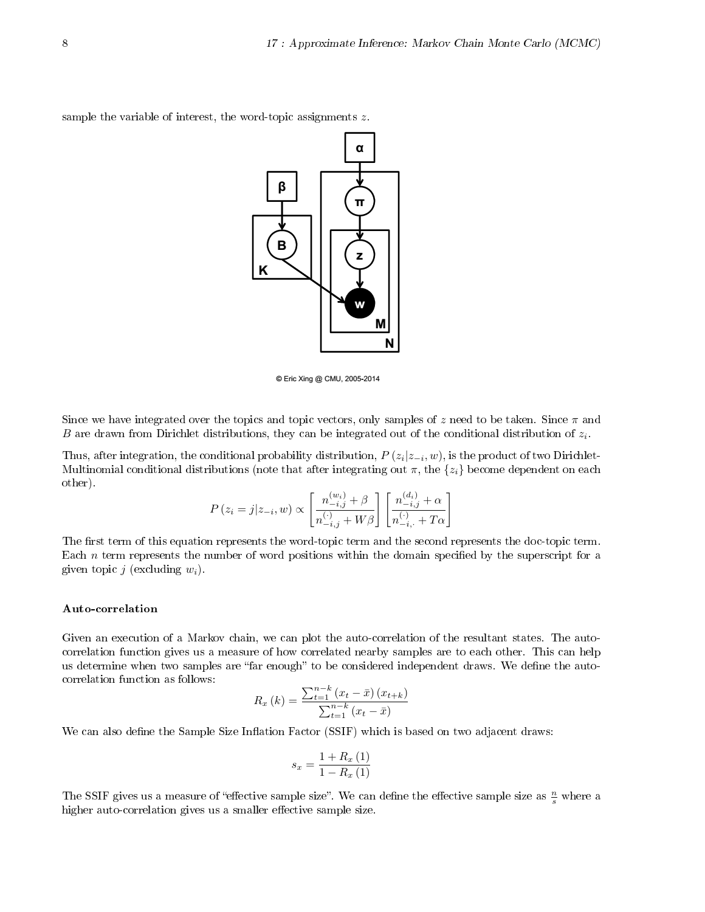sample the variable of interest, the word-topic assignments $z$.

© Eric Xing @ CMU, 2005-2014

Since we have integrated over the topics and topic vectors, only samples of $z$ need to be taken. Since $\pi$ and $B$ are drawn from Dirichlet distributions, they can be integrated out of the conditional distribution of $z_i$.

Thus, after integration, the conditional probability distribution, $P(z_i|z_{-i}, w)$, is the product of two Dirichlet-Multinomial conditional distributions (note that after integrating out $\pi$, the $\{z_i\}$ become dependent on each other).

$$P(z_i = j | z_{-i}, w) \propto \left[ \frac{n_{-i,j}^{(w_i)} + \beta}{n_{-i,j}^{(\cdot)} + W\beta} \right] \left[ \frac{n_{-i,j}^{(d_i)} + \alpha}{n_{-i,\cdot}^{(\cdot)} + T\alpha} \right]$$

The first term of this equation represents the word-topic term and the second represents the doc-topic term. Each $n$ term represents the number of word positions within the domain specified by the superscript for a given topic $j$ (excluding $w_i$).

### Auto-correlation

Given an execution of a Markov chain, we can plot the auto-correlation of the resultant states. The auto-correlation function gives us a measure of how correlated nearby samples are to each other. This can help us determine when two samples are "far enough" to be considered independent draws. We define the auto-correlation function as follows:

$$R_x(k) = \frac{\sum_{t=1}^{n-k} (x_t - \bar{x})(x_{t+k})}{\sum_{t=1}^{n-k} (x_t - \bar{x})}$$

We can also define the Sample Size Inflation Factor (SSIF) which is based on two adjacent draws:

$$s_x = \frac{1 + R_x(1)}{1 - R_x(1)}$$

The SSIF gives us a measure of "effective sample size". We can define the effective sample size as $\frac{n}{s}$ where a higher auto-correlation gives us a smaller effective sample size.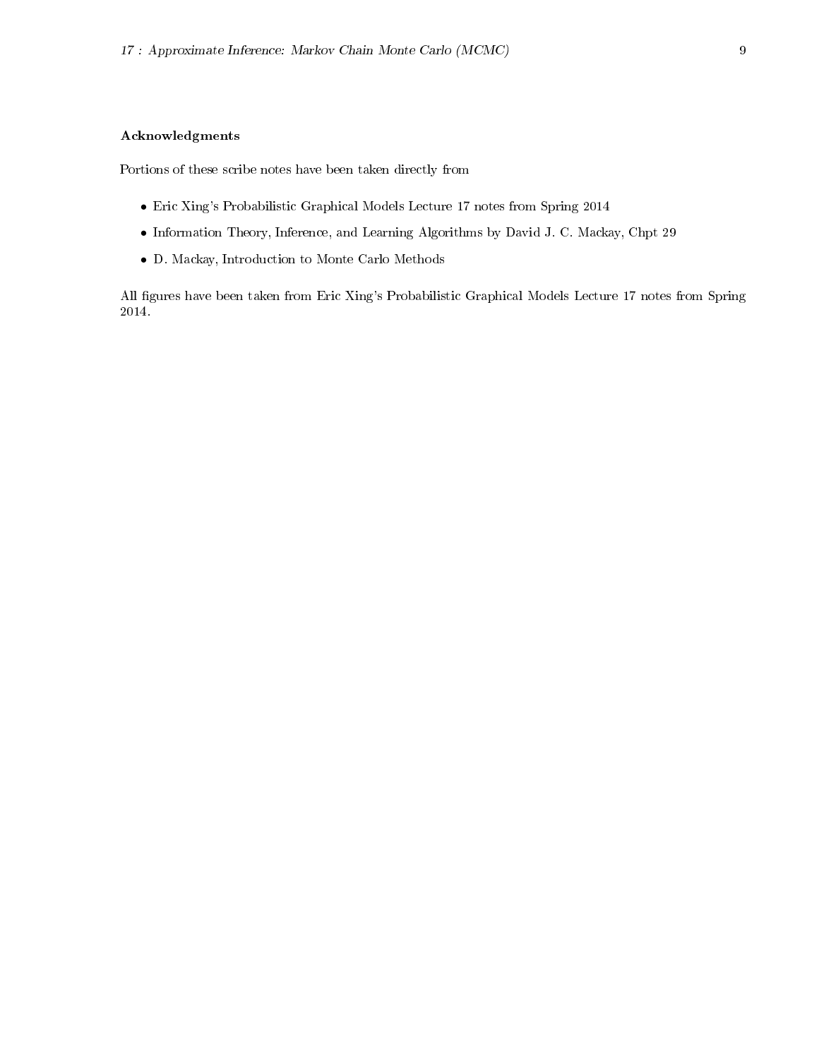### Acknowledgments

Portions of these scribe notes have been taken directly from

- Eric Xing's Probabilistic Graphical Models Lecture 17 notes from Spring 2014
- Information Theory, Inference, and Learning Algorithms by David J. C. Mackay, Chpt 29
- D. Mackay, Introduction to Monte Carlo Methods

All figures have been taken from Eric Xing's Probabilistic Graphical Models Lecture 17 notes from Spring 2014.